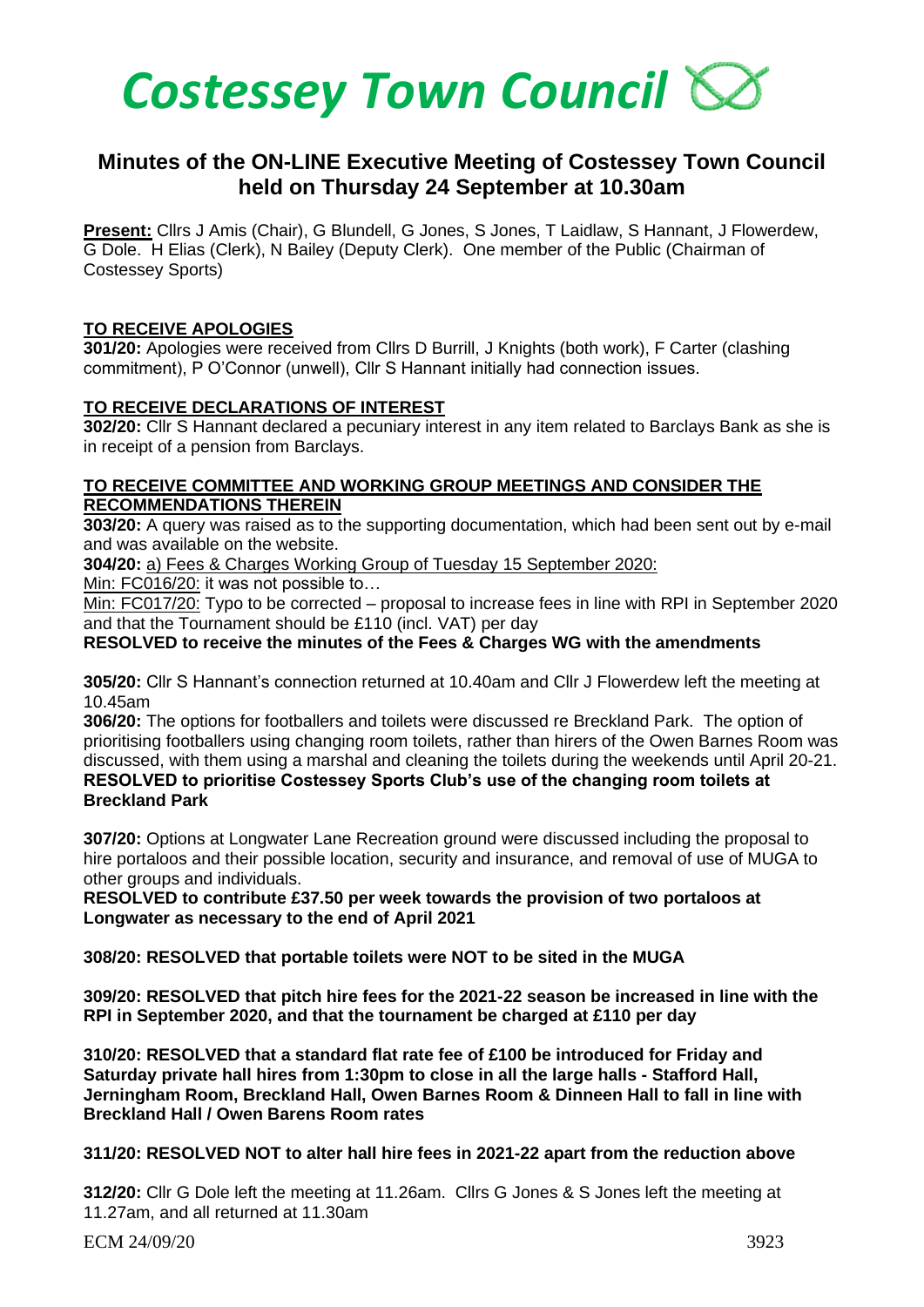# Costessey Town Council

## Minutes of the ON-LINE Executive Meeting of Costessey Town Council held on Thursday 24 September at 10.30am

**Present:** Cllrs J Amis (Chair), G Blundell, G Jones, S Jones, T Laidlaw, S Hannant, J Flowerdew, G Dole. H Elias (Clerk), N Bailey (Deputy Clerk). One member of the Public (Chairman of Costessey Sports)

**TO RECEIVE APOLOGIES**

**301/20:** Apologies were received from Cllrs D Burrill, J Knights (both work), F Carter (clashing commitment), P O'Connor (unwell), Cllr S Hannant initially had connection issues.

**TO RECEIVE DECLARATIONS OF INTEREST**

**302/20:** Cllr S Hannant declared a pecuniary interest in any item related to Barclays Bank as she is in receipt of a pension from Barclays.

**TO RECEIVE COMMITTEE AND WORKING GROUP MEETINGS AND CONSIDER THE RECOMMENDATIONS THEREIN**

**303/20:** A query was raised as to the supporting documentation, which had been sent out by e-mail and was available on the website.

**304/20:** a) Fees & Charges Working Group of Tuesday 15 September 2020:

Min: FC016/20: it was not possible to…

Min: FC017/20: Typo to be corrected – proposal to increase fees in line with RPI in September 2020 and that the Tournament should be £110 (incl. VAT) per day

**RESOLVED to receive the minutes of the Fees & Charges WG with the amendments**

**305/20:** Cllr S Hannant's connection returned at 10.40am and Cllr J Flowerdew left the meeting at 10.45am

**306/20:** The options for footballers and toilets were discussed re Breckland Park. The option of prioritising footballers using changing room toilets, rather than hirers of the Owen Barnes Room was discussed, with them using a marshal and cleaning the toilets during the weekends until April 20-21.

**RESOLVED to prioritise Costessey Sports Club's use of the changing room toilets at Breckland Park**

**307/20:** Options at Longwater Lane Recreation ground were discussed including the proposal to hire portaloos and their possible location, security and insurance, and removal of use of MUGA to other groups and individuals.

**RESOLVED to contribute £37.50 per week towards the provision of two portaloos at Longwater as necessary to the end of April 2021**

**308/20: RESOLVED that portable toilets were NOT to be sited in the MUGA**

**309/20: RESOLVED that pitch hire fees for the 2021-22 season be increased in line with the RPI in September 2020, and that the tournament be charged at £110 per day**

**310/20: RESOLVED that a standard flat rate fee of £100 be introduced for Friday and Saturday private hall hires from 1:30pm to close in all the large halls - Stafford Hall, Jerningham Room, Breckland Hall, Owen Barnes Room & Dinneen Hall to fall in line with Breckland Hall / Owen Barens Room rates**

**311/20: RESOLVED NOT to alter hall hire fees in 2021-22 apart from the reduction above**

**312/20:** Cllr G Dole left the meeting at 11.26am. Cllrs G Jones & S Jones left the meeting at 11.27am, and all returned at 11.30am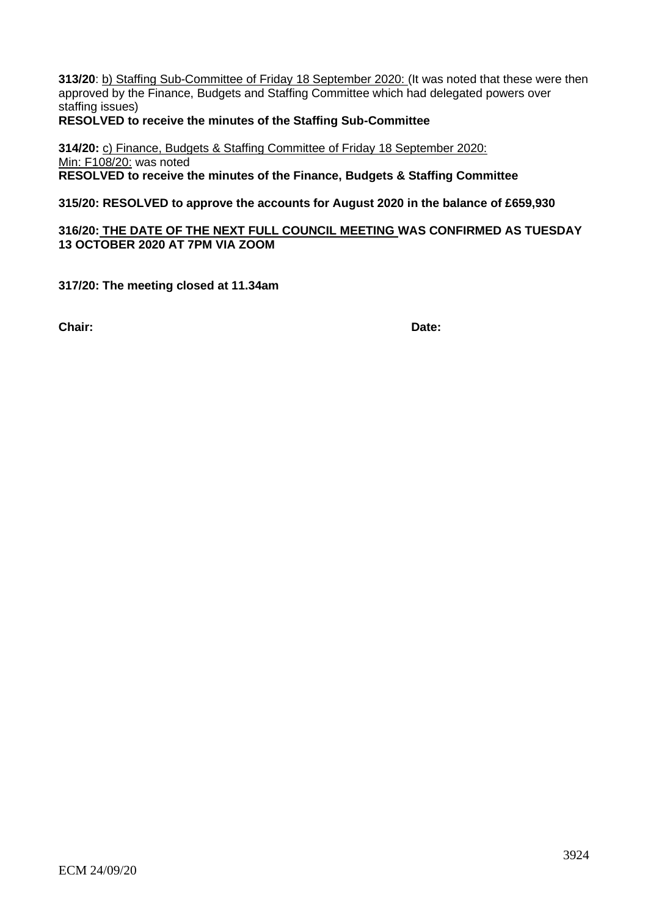**313/20**: <u>b) Staffing Sub-Committee of Friday 18 September 2020: </u>(It was noted that these were then approved by the Finance, Budgets and Staffing Committee which had delegated powers over staffing issues)
**RESOLVED to receive the minutes of the Staffing Sub-Committee**

**314/20:** <u>c) Finance, Budgets & Staffing Committee of Friday 18 September 2020:</u>
<u>Min: F108/20:</u> was noted
**RESOLVED to receive the minutes of the Finance, Budgets & Staffing Committee**

**315/20: RESOLVED to approve the accounts for August 2020 in the balance of £659,930**

**316/20: <u>THE DATE OF THE NEXT FULL COUNCIL MEETING</u> WAS CONFIRMED AS TUESDAY 13 OCTOBER 2020 AT 7PM VIA ZOOM**

**317/20: The meeting closed at 11.34am**

**Chair:** **Date:**